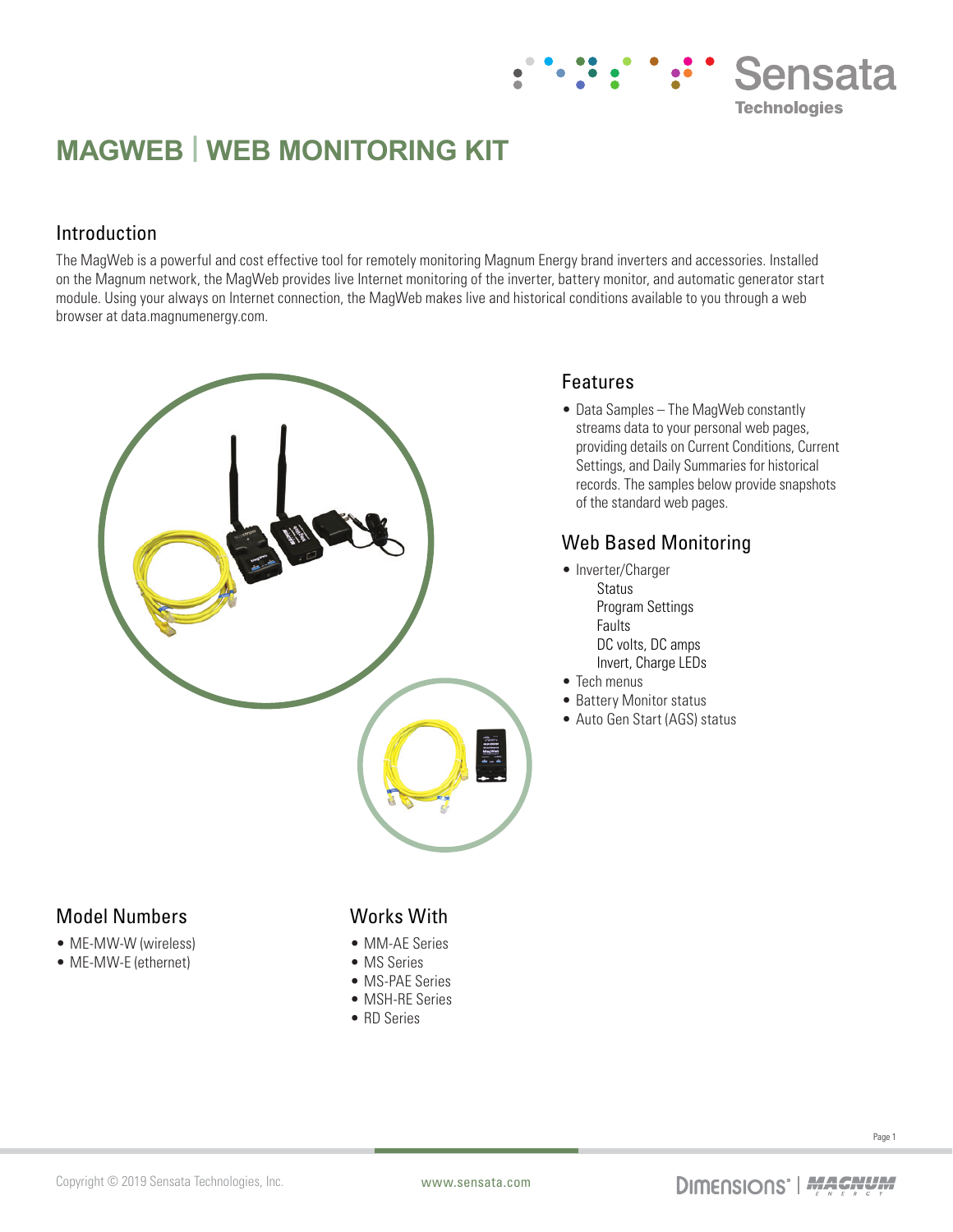# MAGWEB | WEB MONITORING KIT

## Introduction

The MagWeb is a powerful and cost effective tool for remotely monitoring Magnum Energy brand inverters and accessories. Installed on the Magnum network, the MagWeb provides live Internet monitoring of the inverter, battery monitor, and automatic generator start module. Using your always on Internet connection, the MagWeb makes live and historical conditions available to you through a web browser at data.magnumenergy.com.

## Features

- Data Samples – The MagWeb constantly streams data to your personal web pages, providing details on Current Conditions, Current Settings, and Daily Summaries for historical records. The samples below provide snapshots of the standard web pages.

## Web Based Monitoring

- Inverter/Charger
  - Status
  - Program Settings
  - Faults
  - DC volts, DC amps
  - Invert, Charge LEDs
- Tech menus
- Battery Monitor status
- Auto Gen Start (AGS) status

## Model Numbers

- ME-MW-W (wireless)
- ME-MW-E (ethernet)

## Works With

- MM-AE Series
- MS Series
- MS-PAE Series
- MSH-RE Series
- RD Series

Copyright © 2019 Sensata Technologies, Inc.

www.sensata.com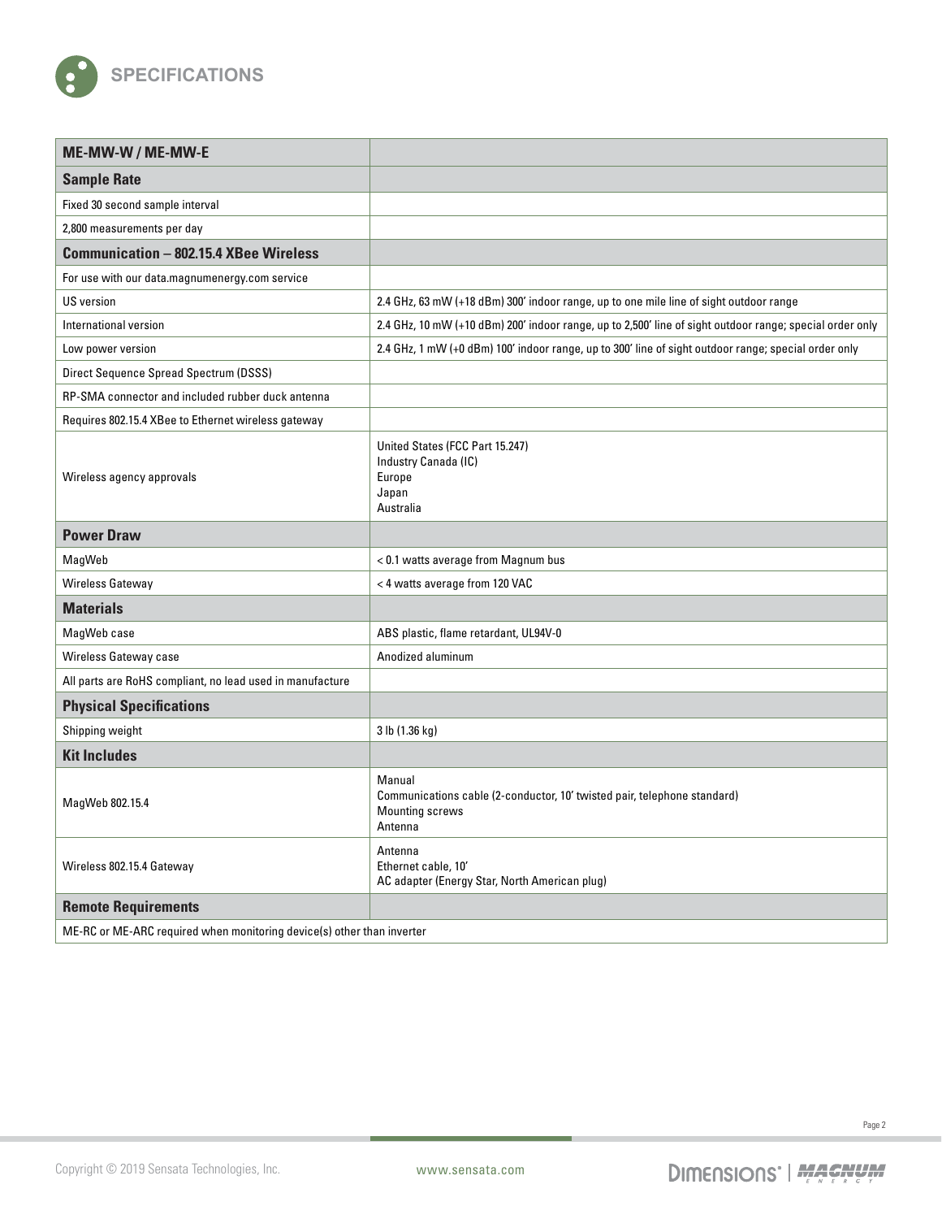## SPECIFICATIONS

| ME-MW-W / ME-MW-E | |
|---|---|
| **Sample Rate** | |
| Fixed 30 second sample interval | |
| 2,800 measurements per day | |
| **Communication – 802.15.4 XBee Wireless** | |
| For use with our data.magnumenergy.com service | |
| US version | 2.4 GHz, 63 mW (+18 dBm) 300' indoor range, up to one mile line of sight outdoor range |
| International version | 2.4 GHz, 10 mW (+10 dBm) 200' indoor range, up to 2,500' line of sight outdoor range; special order only |
| Low power version | 2.4 GHz, 1 mW (+0 dBm) 100' indoor range, up to 300' line of sight outdoor range; special order only |
| Direct Sequence Spread Spectrum (DSSS) | |
| RP-SMA connector and included rubber duck antenna | |
| Requires 802.15.4 XBee to Ethernet wireless gateway | |
| Wireless agency approvals | United States (FCC Part 15.247)<br>Industry Canada (IC)<br>Europe<br>Japan<br>Australia |
| **Power Draw** | |
| MagWeb | < 0.1 watts average from Magnum bus |
| Wireless Gateway | < 4 watts average from 120 VAC |
| **Materials** | |
| MagWeb case | ABS plastic, flame retardant, UL94V-0 |
| Wireless Gateway case | Anodized aluminum |
| All parts are RoHS compliant, no lead used in manufacture | |
| **Physical Specifications** | |
| Shipping weight | 3 lb (1.36 kg) |
| **Kit Includes** | |
| MagWeb 802.15.4 | Manual<br>Communications cable (2-conductor, 10' twisted pair, telephone standard)<br>Mounting screws<br>Antenna |
| Wireless 802.15.4 Gateway | Antenna<br>Ethernet cable, 10'<br>AC adapter (Energy Star, North American plug) |
| **Remote Requirements** | |
| ME-RC or ME-ARC required when monitoring device(s) other than inverter | |

Copyright © 2019 Sensata Technologies, Inc. www.sensata.com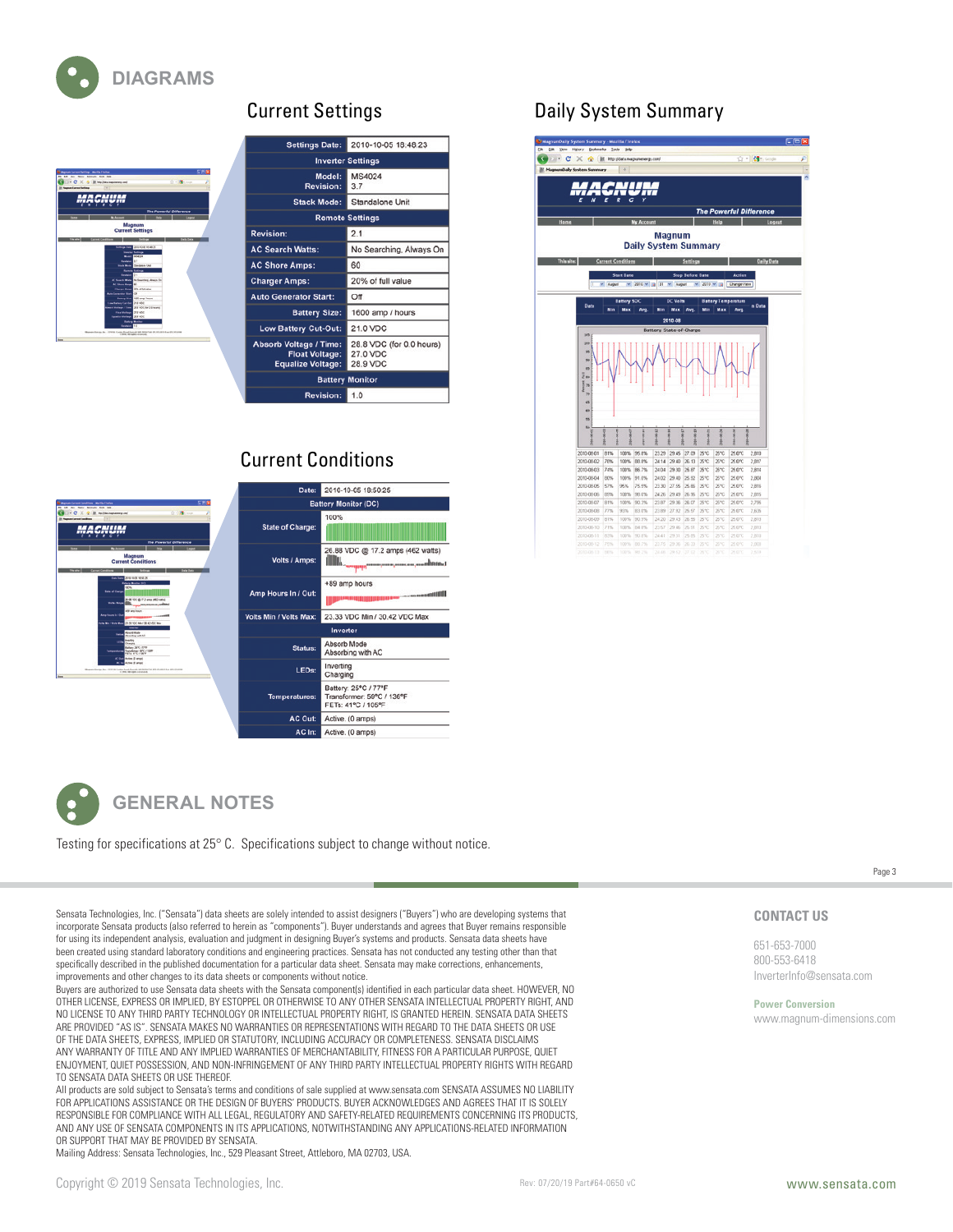## DIAGRAMS

### Current Settings

| | |
|---|---|
| Settings Date: | 2010-10-05 18:48:23 |
| Inverter Settings | |
| Model: Revision: | MS4024 3.7 |
| Stack Mode: | Standalone Unit |
| Remote Settings | |
| Revision: | 2.1 |
| AC Search Watts: | No Searching, Always On |
| AC Shore Amps: | 60 |
| Charger Amps: | 20% of full value |
| Auto Generator Start: | Off |
| Battery Size: | 1600 amp / hours |
| Low Battery Cut-Out: | 21.0 VDC |
| Absorb Voltage / Time: Float Voltage: Equalize Voltage: | 28.8 VDC (for 0.0 hours) 27.0 VDC 28.9 VDC |
| Battery Monitor | |
| Revision: | 1.0 |

### Daily System Summary

### Current Conditions

| | |
|---|---|
| Date: | 2010-10-05 18:50:25 |
| Battery Monitor (DC) | |
| State of Charge: | 100% |
| Volts / Amps: | 26.88 VDC @ 17.2 amps (462 watts) |
| Amp Hours In / Out: | +89 amp hours |
| Volts Min / Volts Max: | 23.33 VDC Min / 30.42 VDC Max |
| Inverter | |
| Status: | Absorb Mode Absorbing with AC |
| LEDs: | Inverting Charging |
| Temperatures: | Battery: 25°C / 77°F Transformer: 58°C / 136°F FETs: 41°C / 105°F |
| AC Out: | Active. (0 amps) |
| AC In: | Active. (0 amps) |

## GENERAL NOTES

Testing for specifications at 25° C. Specifications subject to change without notice.

Sensata Technologies, Inc. ("Sensata") data sheets are solely intended to assist designers ("Buyers") who are developing systems that incorporate Sensata products (also referred to herein as "components"). Buyer understands and agrees that Buyer remains responsible for using its independent analysis, evaluation and judgment in designing Buyer's systems and products. Sensata data sheets have been created using standard laboratory conditions and engineering practices. Sensata has not conducted any testing other than that specifically described in the published documentation for a particular data sheet. Sensata may make corrections, enhancements, improvements and other changes to its data sheets or components without notice.

Buyers are authorized to use Sensata data sheets with the Sensata component(s) identified in each particular data sheet. HOWEVER, NO OTHER LICENSE, EXPRESS OR IMPLIED, BY ESTOPPEL OR OTHERWISE TO ANY OTHER SENSATA INTELLECTUAL PROPERTY RIGHT, AND NO LICENSE TO ANY THIRD PARTY TECHNOLOGY OR INTELLECTUAL PROPERTY RIGHT, IS GRANTED HEREIN. SENSATA DATA SHEETS ARE PROVIDED "AS IS". SENSATA MAKES NO WARRANTIES OR REPRESENTATIONS WITH REGARD TO THE DATA SHEETS OR USE OF THE DATA SHEETS, EXPRESS, IMPLIED OR STATUTORY, INCLUDING ACCURACY OR COMPLETENESS. SENSATA DISCLAIMS ANY WARRANTY OF TITLE AND ANY IMPLIED WARRANTIES OF MERCHANTABILITY, FITNESS FOR A PARTICULAR PURPOSE, QUIET ENJOYMENT, QUIET POSSESSION, AND NON-INFRINGEMENT OF ANY THIRD PARTY INTELLECTUAL PROPERTY RIGHTS WITH REGARD TO SENSATA DATA SHEETS OR USE THEREOF.

All products are sold subject to Sensata's terms and conditions of sale supplied at www.sensata.com SENSATA ASSUMES NO LIABILITY FOR APPLICATIONS ASSISTANCE OR THE DESIGN OF BUYERS' PRODUCTS. BUYER ACKNOWLEDGES AND AGREES THAT IT IS SOLELY RESPONSIBLE FOR COMPLIANCE WITH ALL LEGAL, REGULATORY AND SAFETY-RELATED REQUIREMENTS CONCERNING ITS PRODUCTS, AND ANY USE OF SENSATA COMPONENTS IN ITS APPLICATIONS, NOTWITHSTANDING ANY APPLICATIONS-RELATED INFORMATION OR SUPPORT THAT MAY BE PROVIDED BY SENSATA.

Mailing Address: Sensata Technologies, Inc., 529 Pleasant Street, Attleboro, MA 02703, USA.

### CONTACT US

651-653-7000
800-553-6418
InverterInfo@sensata.com

**Power Conversion**
www.magnum-dimensions.com

Copyright © 2019 Sensata Technologies, Inc.

Rev: 07/20/19 Part#64-0650 vC

www.sensata.com